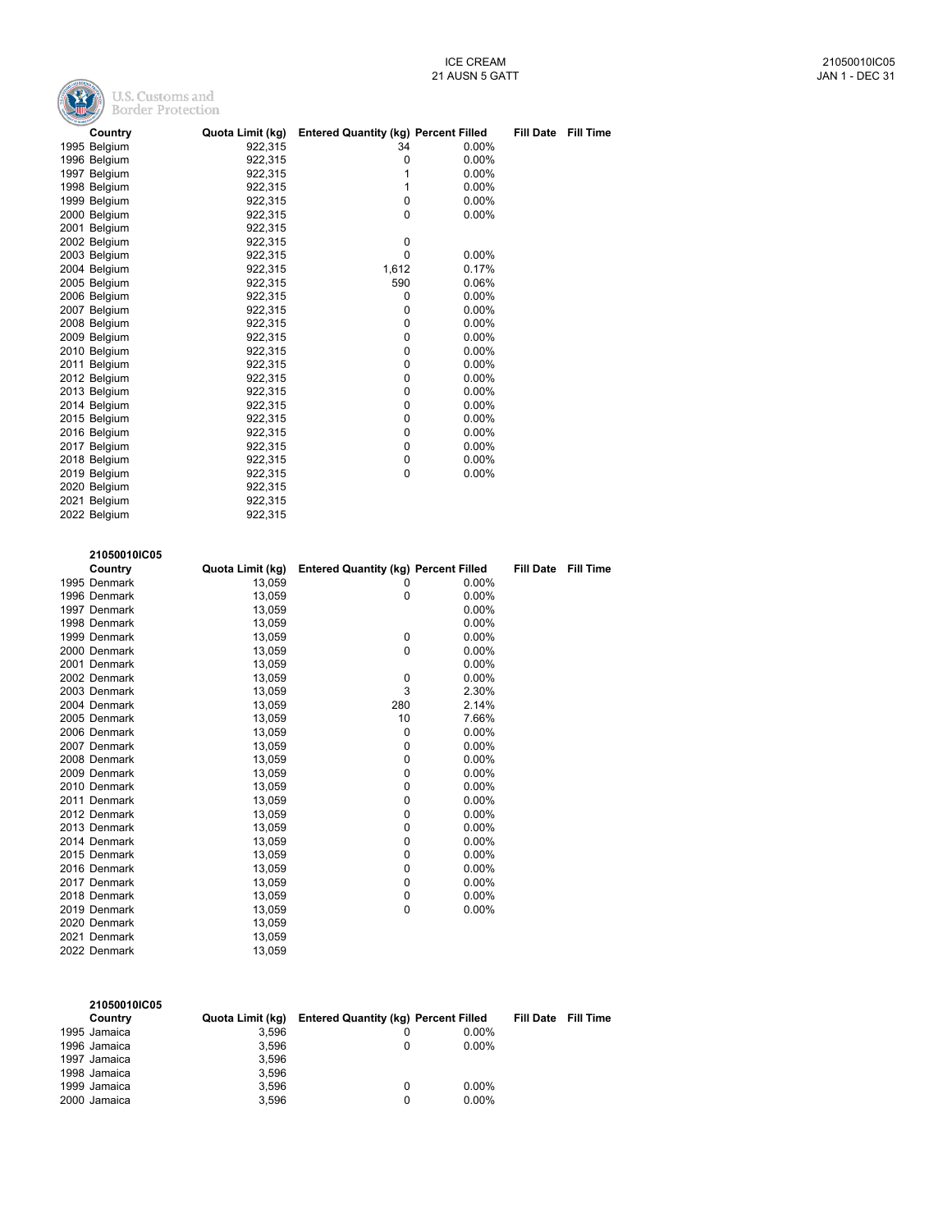# ICE CREAM

## 21 AUSN 5 GATT

21050010IC05

JAN 1 - DEC 31

U.S. Customs and Border Protection

| Country | Quota Limit (kg) | Entered Quantity (kg) | Percent Filled | Fill Date | Fill Time |
|---|---|---|---|---|---|
| 1995 Belgium | 922,315 | 34 | 0.00% | | |
| 1996 Belgium | 922,315 | 0 | 0.00% | | |
| 1997 Belgium | 922,315 | 1 | 0.00% | | |
| 1998 Belgium | 922,315 | 1 | 0.00% | | |
| 1999 Belgium | 922,315 | 0 | 0.00% | | |
| 2000 Belgium | 922,315 | 0 | 0.00% | | |
| 2001 Belgium | 922,315 | | | | |
| 2002 Belgium | 922,315 | 0 | | | |
| 2003 Belgium | 922,315 | 0 | 0.00% | | |
| 2004 Belgium | 922,315 | 1,612 | 0.17% | | |
| 2005 Belgium | 922,315 | 590 | 0.06% | | |
| 2006 Belgium | 922,315 | 0 | 0.00% | | |
| 2007 Belgium | 922,315 | 0 | 0.00% | | |
| 2008 Belgium | 922,315 | 0 | 0.00% | | |
| 2009 Belgium | 922,315 | 0 | 0.00% | | |
| 2010 Belgium | 922,315 | 0 | 0.00% | | |
| 2011 Belgium | 922,315 | 0 | 0.00% | | |
| 2012 Belgium | 922,315 | 0 | 0.00% | | |
| 2013 Belgium | 922,315 | 0 | 0.00% | | |
| 2014 Belgium | 922,315 | 0 | 0.00% | | |
| 2015 Belgium | 922,315 | 0 | 0.00% | | |
| 2016 Belgium | 922,315 | 0 | 0.00% | | |
| 2017 Belgium | 922,315 | 0 | 0.00% | | |
| 2018 Belgium | 922,315 | 0 | 0.00% | | |
| 2019 Belgium | 922,315 | 0 | 0.00% | | |
| 2020 Belgium | 922,315 | | | | |
| 2021 Belgium | 922,315 | | | | |
| 2022 Belgium | 922,315 | | | | |

**21050010IC05**

| Country | Quota Limit (kg) | Entered Quantity (kg) | Percent Filled | Fill Date | Fill Time |
|---|---|---|---|---|---|
| 1995 Denmark | 13,059 | 0 | 0.00% | | |
| 1996 Denmark | 13,059 | 0 | 0.00% | | |
| 1997 Denmark | 13,059 | | 0.00% | | |
| 1998 Denmark | 13,059 | | 0.00% | | |
| 1999 Denmark | 13,059 | 0 | 0.00% | | |
| 2000 Denmark | 13,059 | 0 | 0.00% | | |
| 2001 Denmark | 13,059 | | 0.00% | | |
| 2002 Denmark | 13,059 | 0 | 0.00% | | |
| 2003 Denmark | 13,059 | 3 | 2.30% | | |
| 2004 Denmark | 13,059 | 280 | 2.14% | | |
| 2005 Denmark | 13,059 | 10 | 7.66% | | |
| 2006 Denmark | 13,059 | 0 | 0.00% | | |
| 2007 Denmark | 13,059 | 0 | 0.00% | | |
| 2008 Denmark | 13,059 | 0 | 0.00% | | |
| 2009 Denmark | 13,059 | 0 | 0.00% | | |
| 2010 Denmark | 13,059 | 0 | 0.00% | | |
| 2011 Denmark | 13,059 | 0 | 0.00% | | |
| 2012 Denmark | 13,059 | 0 | 0.00% | | |
| 2013 Denmark | 13,059 | 0 | 0.00% | | |
| 2014 Denmark | 13,059 | 0 | 0.00% | | |
| 2015 Denmark | 13,059 | 0 | 0.00% | | |
| 2016 Denmark | 13,059 | 0 | 0.00% | | |
| 2017 Denmark | 13,059 | 0 | 0.00% | | |
| 2018 Denmark | 13,059 | 0 | 0.00% | | |
| 2019 Denmark | 13,059 | 0 | 0.00% | | |
| 2020 Denmark | 13,059 | | | | |
| 2021 Denmark | 13,059 | | | | |
| 2022 Denmark | 13,059 | | | | |

**21050010IC05**

| Country | Quota Limit (kg) | Entered Quantity (kg) | Percent Filled | Fill Date | Fill Time |
|---|---|---|---|---|---|
| 1995 Jamaica | 3,596 | 0 | 0.00% | | |
| 1996 Jamaica | 3,596 | 0 | 0.00% | | |
| 1997 Jamaica | 3,596 | | | | |
| 1998 Jamaica | 3,596 | | | | |
| 1999 Jamaica | 3,596 | 0 | 0.00% | | |
| 2000 Jamaica | 3,596 | 0 | 0.00% | | |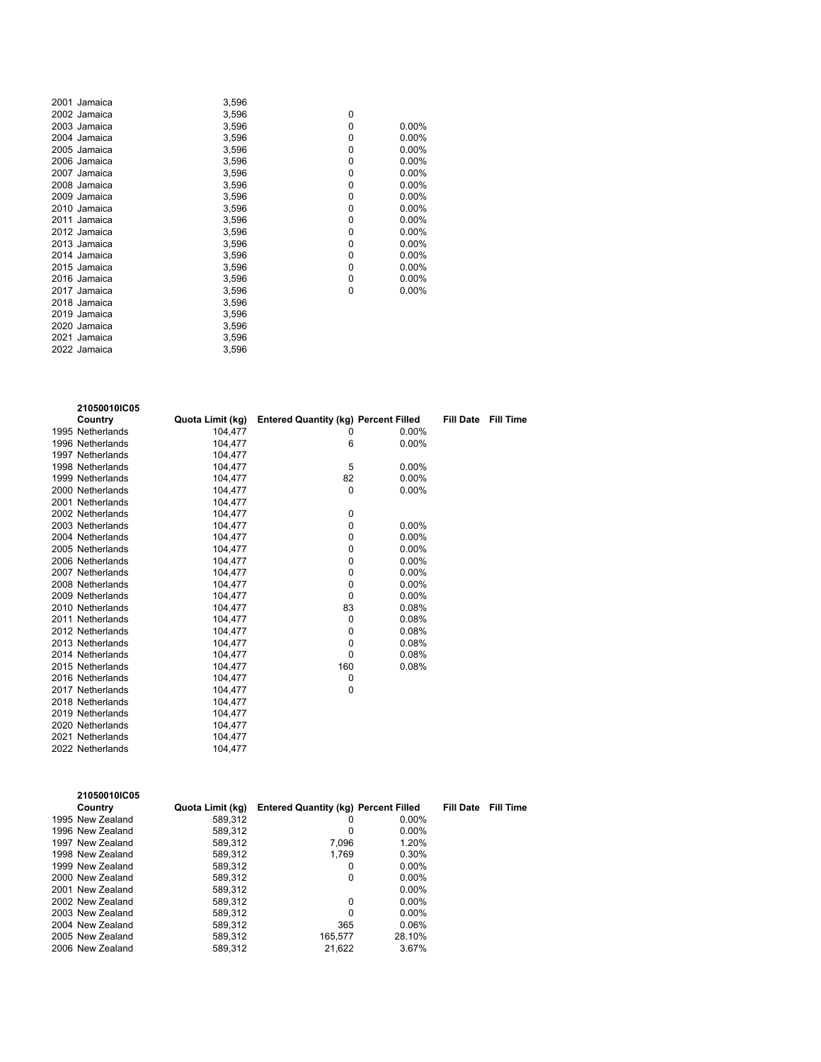| | Country | Quota Limit (kg) | Entered Quantity (kg) | Percent Filled | Fill Date | Fill Time |
|---|---|---|---|---|---|---|
| 2001 | Jamaica | 3,596 | | | | |
| 2002 | Jamaica | 3,596 | 0 | | | |
| 2003 | Jamaica | 3,596 | 0 | 0.00% | | |
| 2004 | Jamaica | 3,596 | 0 | 0.00% | | |
| 2005 | Jamaica | 3,596 | 0 | 0.00% | | |
| 2006 | Jamaica | 3,596 | 0 | 0.00% | | |
| 2007 | Jamaica | 3,596 | 0 | 0.00% | | |
| 2008 | Jamaica | 3,596 | 0 | 0.00% | | |
| 2009 | Jamaica | 3,596 | 0 | 0.00% | | |
| 2010 | Jamaica | 3,596 | 0 | 0.00% | | |
| 2011 | Jamaica | 3,596 | 0 | 0.00% | | |
| 2012 | Jamaica | 3,596 | 0 | 0.00% | | |
| 2013 | Jamaica | 3,596 | 0 | 0.00% | | |
| 2014 | Jamaica | 3,596 | 0 | 0.00% | | |
| 2015 | Jamaica | 3,596 | 0 | 0.00% | | |
| 2016 | Jamaica | 3,596 | 0 | 0.00% | | |
| 2017 | Jamaica | 3,596 | 0 | 0.00% | | |
| 2018 | Jamaica | 3,596 | | | | |
| 2019 | Jamaica | 3,596 | | | | |
| 2020 | Jamaica | 3,596 | | | | |
| 2021 | Jamaica | 3,596 | | | | |
| 2022 | Jamaica | 3,596 | | | | |

**21050010IC05**

| | Country | Quota Limit (kg) | Entered Quantity (kg) | Percent Filled | Fill Date | Fill Time |
|---|---|---|---|---|---|---|
| 1995 | Netherlands | 104,477 | 0 | 0.00% | | |
| 1996 | Netherlands | 104,477 | 6 | 0.00% | | |
| 1997 | Netherlands | 104,477 | | | | |
| 1998 | Netherlands | 104,477 | 5 | 0.00% | | |
| 1999 | Netherlands | 104,477 | 82 | 0.00% | | |
| 2000 | Netherlands | 104,477 | 0 | 0.00% | | |
| 2001 | Netherlands | 104,477 | | | | |
| 2002 | Netherlands | 104,477 | 0 | | | |
| 2003 | Netherlands | 104,477 | 0 | 0.00% | | |
| 2004 | Netherlands | 104,477 | 0 | 0.00% | | |
| 2005 | Netherlands | 104,477 | 0 | 0.00% | | |
| 2006 | Netherlands | 104,477 | 0 | 0.00% | | |
| 2007 | Netherlands | 104,477 | 0 | 0.00% | | |
| 2008 | Netherlands | 104,477 | 0 | 0.00% | | |
| 2009 | Netherlands | 104,477 | 0 | 0.00% | | |
| 2010 | Netherlands | 104,477 | 83 | 0.08% | | |
| 2011 | Netherlands | 104,477 | 0 | 0.08% | | |
| 2012 | Netherlands | 104,477 | 0 | 0.08% | | |
| 2013 | Netherlands | 104,477 | 0 | 0.08% | | |
| 2014 | Netherlands | 104,477 | 0 | 0.08% | | |
| 2015 | Netherlands | 104,477 | 160 | 0.08% | | |
| 2016 | Netherlands | 104,477 | 0 | | | |
| 2017 | Netherlands | 104,477 | 0 | | | |
| 2018 | Netherlands | 104,477 | | | | |
| 2019 | Netherlands | 104,477 | | | | |
| 2020 | Netherlands | 104,477 | | | | |
| 2021 | Netherlands | 104,477 | | | | |
| 2022 | Netherlands | 104,477 | | | | |

**21050010IC05**

| | Country | Quota Limit (kg) | Entered Quantity (kg) | Percent Filled | Fill Date | Fill Time |
|---|---|---|---|---|---|---|
| 1995 | New Zealand | 589,312 | 0 | 0.00% | | |
| 1996 | New Zealand | 589,312 | 0 | 0.00% | | |
| 1997 | New Zealand | 589,312 | 7,096 | 1.20% | | |
| 1998 | New Zealand | 589,312 | 1,769 | 0.30% | | |
| 1999 | New Zealand | 589,312 | 0 | 0.00% | | |
| 2000 | New Zealand | 589,312 | 0 | 0.00% | | |
| 2001 | New Zealand | 589,312 | | 0.00% | | |
| 2002 | New Zealand | 589,312 | 0 | 0.00% | | |
| 2003 | New Zealand | 589,312 | 0 | 0.00% | | |
| 2004 | New Zealand | 589,312 | 365 | 0.06% | | |
| 2005 | New Zealand | 589,312 | 165,577 | 28.10% | | |
| 2006 | New Zealand | 589,312 | 21,622 | 3.67% | | |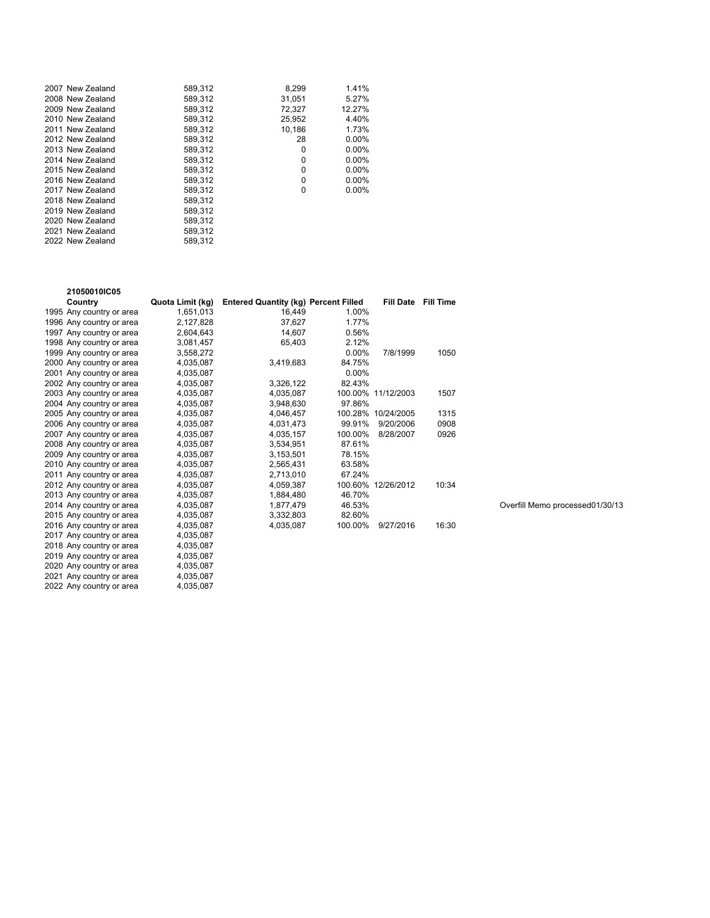| | | | | |
|---|---|---|---|---|
| 2007 | New Zealand | 589,312 | 8,299 | 1.41% |
| 2008 | New Zealand | 589,312 | 31,051 | 5.27% |
| 2009 | New Zealand | 589,312 | 72,327 | 12.27% |
| 2010 | New Zealand | 589,312 | 25,952 | 4.40% |
| 2011 | New Zealand | 589,312 | 10,186 | 1.73% |
| 2012 | New Zealand | 589,312 | 28 | 0.00% |
| 2013 | New Zealand | 589,312 | 0 | 0.00% |
| 2014 | New Zealand | 589,312 | 0 | 0.00% |
| 2015 | New Zealand | 589,312 | 0 | 0.00% |
| 2016 | New Zealand | 589,312 | 0 | 0.00% |
| 2017 | New Zealand | 589,312 | 0 | 0.00% |
| 2018 | New Zealand | 589,312 | | |
| 2019 | New Zealand | 589,312 | | |
| 2020 | New Zealand | 589,312 | | |
| 2021 | New Zealand | 589,312 | | |
| 2022 | New Zealand | 589,312 | | |

**21050010IC05**

| | Country | Quota Limit (kg) | Entered Quantity (kg) | Percent Filled | Fill Date | Fill Time | |
|---|---|---|---|---|---|---|---|
| 1995 | Any country or area | 1,651,013 | 16,449 | 1.00% | | | |
| 1996 | Any country or area | 2,127,828 | 37,627 | 1.77% | | | |
| 1997 | Any country or area | 2,604,643 | 14,607 | 0.56% | | | |
| 1998 | Any country or area | 3,081,457 | 65,403 | 2.12% | | | |
| 1999 | Any country or area | 3,558,272 | | 0.00% | 7/8/1999 | 1050 | |
| 2000 | Any country or area | 4,035,087 | 3,419,683 | 84.75% | | | |
| 2001 | Any country or area | 4,035,087 | | 0.00% | | | |
| 2002 | Any country or area | 4,035,087 | 3,326,122 | 82.43% | | | |
| 2003 | Any country or area | 4,035,087 | 4,035,087 | 100.00% | 11/12/2003 | 1507 | |
| 2004 | Any country or area | 4,035,087 | 3,948,630 | 97.86% | | | |
| 2005 | Any country or area | 4,035,087 | 4,046,457 | 100.28% | 10/24/2005 | 1315 | |
| 2006 | Any country or area | 4,035,087 | 4,031,473 | 99.91% | 9/20/2006 | 0908 | |
| 2007 | Any country or area | 4,035,087 | 4,035,157 | 100.00% | 8/28/2007 | 0926 | |
| 2008 | Any country or area | 4,035,087 | 3,534,951 | 87.61% | | | |
| 2009 | Any country or area | 4,035,087 | 3,153,501 | 78.15% | | | |
| 2010 | Any country or area | 4,035,087 | 2,565,431 | 63.58% | | | |
| 2011 | Any country or area | 4,035,087 | 2,713,010 | 67.24% | | | |
| 2012 | Any country or area | 4,035,087 | 4,059,387 | 100.60% | 12/26/2012 | 10:34 | |
| 2013 | Any country or area | 4,035,087 | 1,884,480 | 46.70% | | | |
| 2014 | Any country or area | 4,035,087 | 1,877,479 | 46.53% | | | Overfill Memo processed01/30/13 |
| 2015 | Any country or area | 4,035,087 | 3,332,803 | 82.60% | | | |
| 2016 | Any country or area | 4,035,087 | 4,035,087 | 100.00% | 9/27/2016 | 16:30 | |
| 2017 | Any country or area | 4,035,087 | | | | | |
| 2018 | Any country or area | 4,035,087 | | | | | |
| 2019 | Any country or area | 4,035,087 | | | | | |
| 2020 | Any country or area | 4,035,087 | | | | | |
| 2021 | Any country or area | 4,035,087 | | | | | |
| 2022 | Any country or area | 4,035,087 | | | | | |